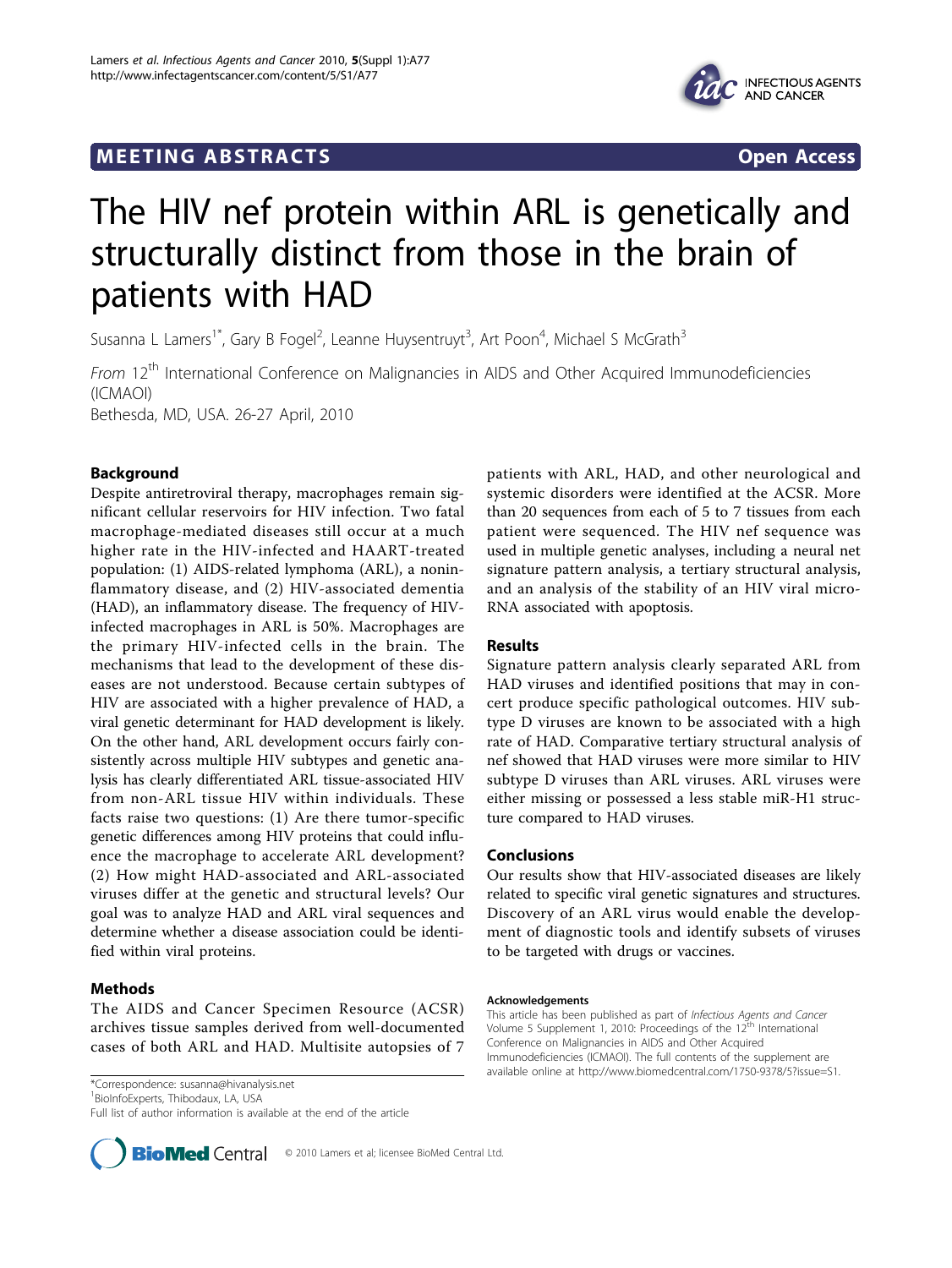**MEETING ABSTRACTS** **Open Access**

# The HIV nef protein within ARL is genetically and structurally distinct from those in the brain of patients with HAD

Susanna L Lamers[1*], Gary B Fogel[2], Leanne Huysentruyt[3], Art Poon[4], Michael S McGrath[3]

*From* 12th International Conference on Malignancies in AIDS and Other Acquired Immunodeficiencies (ICMAOI)
Bethesda, MD, USA. 26-27 April, 2010

## Background

Despite antiretroviral therapy, macrophages remain significant cellular reservoirs for HIV infection. Two fatal macrophage-mediated diseases still occur at a much higher rate in the HIV-infected and HAART-treated population: (1) AIDS-related lymphoma (ARL), a noninflammatory disease, and (2) HIV-associated dementia (HAD), an inflammatory disease. The frequency of HIV-infected macrophages in ARL is 50%. Macrophages are the primary HIV-infected cells in the brain. The mechanisms that lead to the development of these diseases are not understood. Because certain subtypes of HIV are associated with a higher prevalence of HAD, a viral genetic determinant for HAD development is likely. On the other hand, ARL development occurs fairly consistently across multiple HIV subtypes and genetic analysis has clearly differentiated ARL tissue-associated HIV from non-ARL tissue HIV within individuals. These facts raise two questions: (1) Are there tumor-specific genetic differences among HIV proteins that could influence the macrophage to accelerate ARL development? (2) How might HAD-associated and ARL-associated viruses differ at the genetic and structural levels? Our goal was to analyze HAD and ARL viral sequences and determine whether a disease association could be identified within viral proteins.

## Methods

The AIDS and Cancer Specimen Resource (ACSR) archives tissue samples derived from well-documented cases of both ARL and HAD. Multisite autopsies of 7 patients with ARL, HAD, and other neurological and systemic disorders were identified at the ACSR. More than 20 sequences from each of 5 to 7 tissues from each patient were sequenced. The HIV nef sequence was used in multiple genetic analyses, including a neural net signature pattern analysis, a tertiary structural analysis, and an analysis of the stability of an HIV viral micro-RNA associated with apoptosis.

## Results

Signature pattern analysis clearly separated ARL from HAD viruses and identified positions that may in concert produce specific pathological outcomes. HIV subtype D viruses are known to be associated with a high rate of HAD. Comparative tertiary structural analysis of nef showed that HAD viruses were more similar to HIV subtype D viruses than ARL viruses. ARL viruses were either missing or possessed a less stable miR-H1 structure compared to HAD viruses.

## Conclusions

Our results show that HIV-associated diseases are likely related to specific viral genetic signatures and structures. Discovery of an ARL virus would enable the development of diagnostic tools and identify subsets of viruses to be targeted with drugs or vaccines.

### Acknowledgements

This article has been published as part of *Infectious Agents and Cancer* Volume 5 Supplement 1, 2010: Proceedings of the 12th International Conference on Malignancies in AIDS and Other Acquired Immunodeficiencies (ICMAOI). The full contents of the supplement are available online at http://www.biomedcentral.com/1750-9378/5?issue=S1.

*Correspondence: susanna@hivanalysis.net
[1]BioInfoExperts, Thibodaux, LA, USA
Full list of author information is available at the end of the article

© 2010 Lamers et al; licensee BioMed Central Ltd.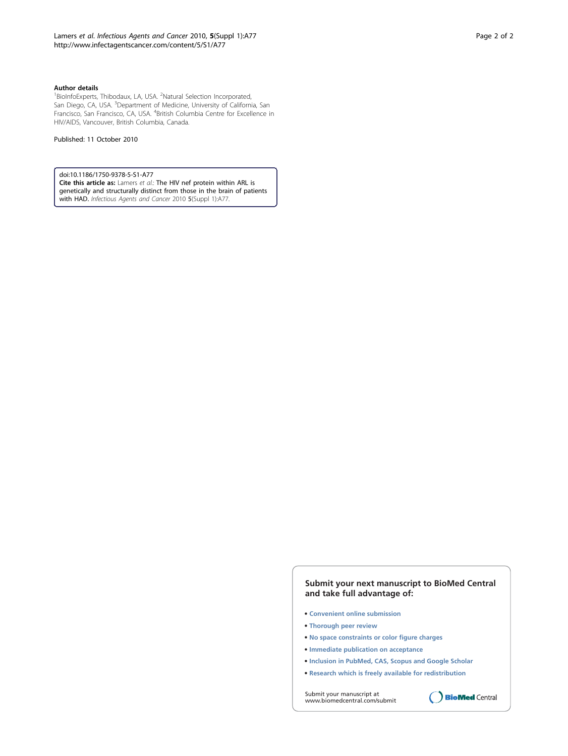#### Author details

[1]BioInfoExperts, Thibodaux, LA, USA. [2]Natural Selection Incorporated, San Diego, CA, USA. [3]Department of Medicine, University of California, San Francisco, San Francisco, CA, USA. [4]British Columbia Centre for Excellence in HIV/AIDS, Vancouver, British Columbia, Canada.

Published: 11 October 2010

doi:10.1186/1750-9378-5-S1-A77
**Cite this article as:** Lamers *et al.*: The HIV nef protein within ARL is genetically and structurally distinct from those in the brain of patients with HAD. *Infectious Agents and Cancer* 2010 **5**(Suppl 1):A77.

**Submit your next manuscript to BioMed Central and take full advantage of:**

- **Convenient online submission**
- **Thorough peer review**
- **No space constraints or color figure charges**
- **Immediate publication on acceptance**
- **Inclusion in PubMed, CAS, Scopus and Google Scholar**
- **Research which is freely available for redistribution**

Submit your manuscript at
www.biomedcentral.com/submit

BioMed Central